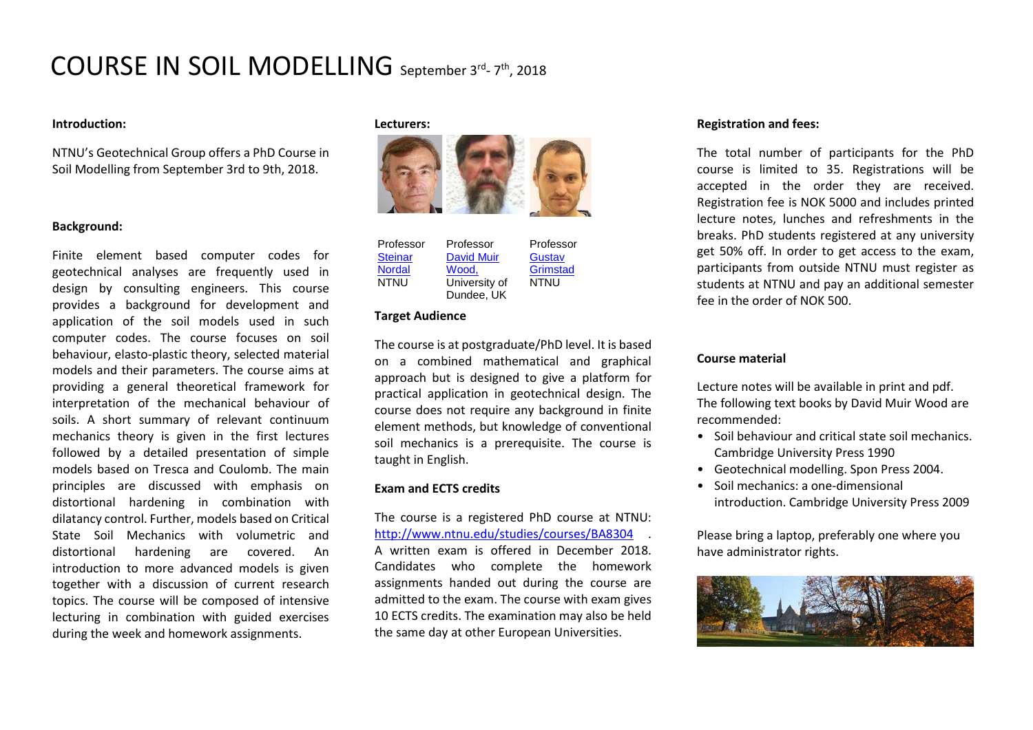# COURSE IN SOIL MODELLING September 3rd- 7th, 2018

**Introduction:**

NTNU's Geotechnical Group offers a PhD Course in Soil Modelling from September 3rd to 9th, 2018.

**Background:**

Finite element based computer codes for geotechnical analyses are frequently used in design by consulting engineers. This course provides a background for development and application of the soil models used in such computer codes. The course focuses on soil behaviour, elasto-plastic theory, selected material models and their parameters. The course aims at providing a general theoretical framework for interpretation of the mechanical behaviour of soils. A short summary of relevant continuum mechanics theory is given in the first lectures followed by a detailed presentation of simple models based on Tresca and Coulomb. The main principles are discussed with emphasis on distortional hardening in combination with dilatancy control. Further, models based on Critical State Soil Mechanics with volumetric and distortional hardening are covered. An introduction to more advanced models is given together with a discussion of current research topics. The course will be composed of intensive lecturing in combination with guided exercises during the week and homework assignments.

**Lecturers:**

| Professor Steinar Nordal NTNU | Professor David Muir Wood, University of Dundee, UK | Professor Gustav Grimstad NTNU |
|---|---|---|

**Target Audience**

The course is at postgraduate/PhD level. It is based on a combined mathematical and graphical approach but is designed to give a platform for practical application in geotechnical design. The course does not require any background in finite element methods, but knowledge of conventional soil mechanics is a prerequisite. The course is taught in English.

**Exam and ECTS credits**

The course is a registered PhD course at NTNU: http://www.ntnu.edu/studies/courses/BA8304 . A written exam is offered in December 2018. Candidates who complete the homework assignments handed out during the course are admitted to the exam. The course with exam gives 10 ECTS credits. The examination may also be held the same day at other European Universities.

**Registration and fees:**

The total number of participants for the PhD course is limited to 35. Registrations will be accepted in the order they are received. Registration fee is NOK 5000 and includes printed lecture notes, lunches and refreshments in the breaks. PhD students registered at any university get 50% off. In order to get access to the exam, participants from outside NTNU must register as students at NTNU and pay an additional semester fee in the order of NOK 500.

**Course material**

Lecture notes will be available in print and pdf.
The following text books by David Muir Wood are recommended:

- Soil behaviour and critical state soil mechanics. Cambridge University Press 1990
- Geotechnical modelling. Spon Press 2004.
- Soil mechanics: a one-dimensional introduction. Cambridge University Press 2009

Please bring a laptop, preferably one where you have administrator rights.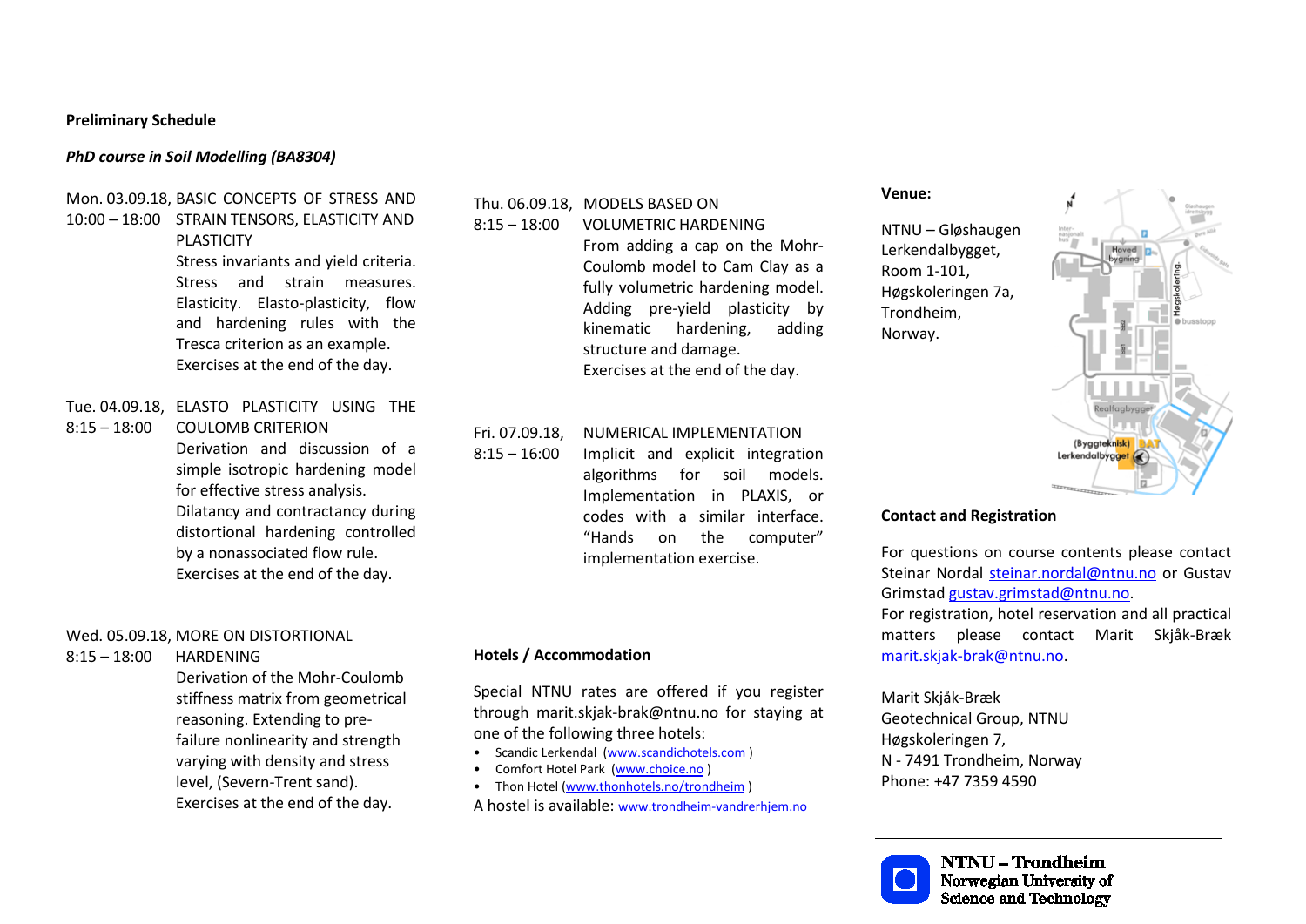**Preliminary Schedule**

***PhD course in Soil Modelling (BA8304)***

Mon. 03.09.18, 10:00 – 18:00
BASIC CONCEPTS OF STRESS AND STRAIN TENSORS, ELASTICITY AND PLASTICITY
Stress invariants and yield criteria. Stress and strain measures. Elasticity. Elasto-plasticity, flow and hardening rules with the Tresca criterion as an example. Exercises at the end of the day.

Tue. 04.09.18, 8:15 – 18:00
ELASTO PLASTICITY USING THE COULOMB CRITERION
Derivation and discussion of a simple isotropic hardening model for effective stress analysis. Dilatancy and contractancy during distortional hardening controlled by a nonassociated flow rule. Exercises at the end of the day.

Wed. 05.09.18, 8:15 – 18:00
MORE ON DISTORTIONAL HARDENING
Derivation of the Mohr-Coulomb stiffness matrix from geometrical reasoning. Extending to pre-failure nonlinearity and strength varying with density and stress level, (Severn-Trent sand). Exercises at the end of the day.

Thu. 06.09.18, 8:15 – 18:00
MODELS BASED ON VOLUMETRIC HARDENING
From adding a cap on the Mohr-Coulomb model to Cam Clay as a fully volumetric hardening model. Adding pre-yield plasticity by kinematic hardening, adding structure and damage. Exercises at the end of the day.

Fri. 07.09.18, 8:15 – 16:00
NUMERICAL IMPLEMENTATION
Implicit and explicit integration algorithms for soil models. Implementation in PLAXIS, or codes with a similar interface. "Hands on the computer" implementation exercise.

**Hotels / Accommodation**

Special NTNU rates are offered if you register through marit.skjak-brak@ntnu.no for staying at one of the following three hotels:

- Scandic Lerkendal (www.scandichotels.com)
- Comfort Hotel Park (www.choice.no)
- Thon Hotel (www.thonhotels.no/trondheim)

A hostel is available: www.trondheim-vandrerhjem.no

**Venue:**

NTNU – Gløshaugen
Lerkendalbygget,
Room 1-101,
Høgskoleringen 7a,
Trondheim,
Norway.

**Contact and Registration**

For questions on course contents please contact Steinar Nordal steinar.nordal@ntnu.no or Gustav Grimstad gustav.grimstad@ntnu.no.
For registration, hotel reservation and all practical matters please contact Marit Skjåk-Bræk marit.skjak-brak@ntnu.no.

Marit Skjåk-Bræk
Geotechnical Group, NTNU
Høgskoleringen 7,
N - 7491 Trondheim, Norway
Phone: +47 7359 4590

NTNU – Trondheim
Norwegian University of Science and Technology